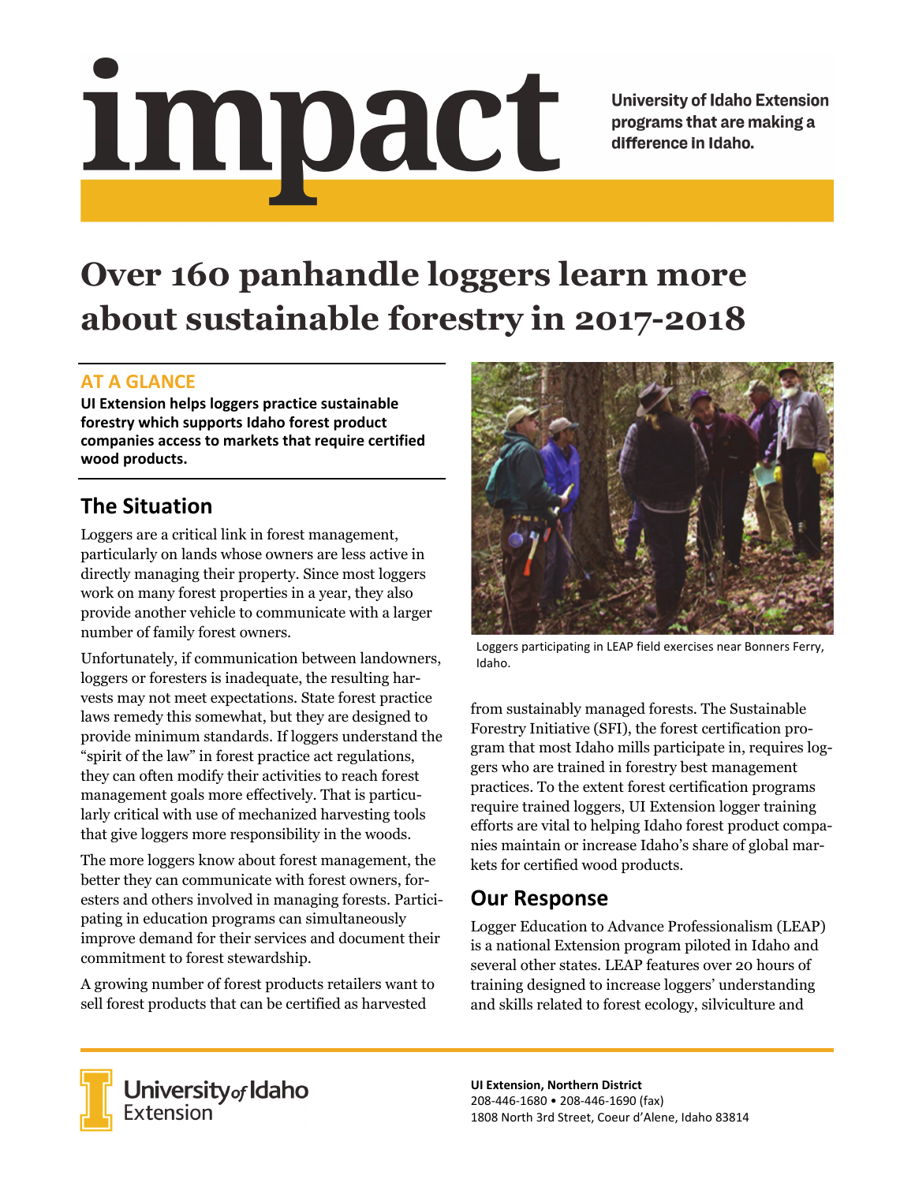# impact

University of Idaho Extension programs that are making a difference in Idaho.

# Over 160 panhandle loggers learn more about sustainable forestry in 2017-2018

## AT A GLANCE

**UI Extension helps loggers practice sustainable forestry which supports Idaho forest product companies access to markets that require certified wood products.**

## The Situation

Loggers are a critical link in forest management, particularly on lands whose owners are less active in directly managing their property. Since most loggers work on many forest properties in a year, they also provide another vehicle to communicate with a larger number of family forest owners.

Unfortunately, if communication between landowners, loggers or foresters is inadequate, the resulting harvests may not meet expectations. State forest practice laws remedy this somewhat, but they are designed to provide minimum standards. If loggers understand the "spirit of the law" in forest practice act regulations, they can often modify their activities to reach forest management goals more effectively. That is particularly critical with use of mechanized harvesting tools that give loggers more responsibility in the woods.

The more loggers know about forest management, the better they can communicate with forest owners, foresters and others involved in managing forests. Participating in education programs can simultaneously improve demand for their services and document their commitment to forest stewardship.

A growing number of forest products retailers want to sell forest products that can be certified as harvested from sustainably managed forests. The Sustainable Forestry Initiative (SFI), the forest certification program that most Idaho mills participate in, requires loggers who are trained in forestry best management practices. To the extent forest certification programs require trained loggers, UI Extension logger training efforts are vital to helping Idaho forest product companies maintain or increase Idaho's share of global markets for certified wood products.

Loggers participating in LEAP field exercises near Bonners Ferry, Idaho.

## Our Response

Logger Education to Advance Professionalism (LEAP) is a national Extension program piloted in Idaho and several other states. LEAP features over 20 hours of training designed to increase loggers' understanding and skills related to forest ecology, silviculture and

University of Idaho Extension

**UI Extension, Northern District**
208-446-1680 • 208-446-1690 (fax)
1808 North 3rd Street, Coeur d'Alene, Idaho 83814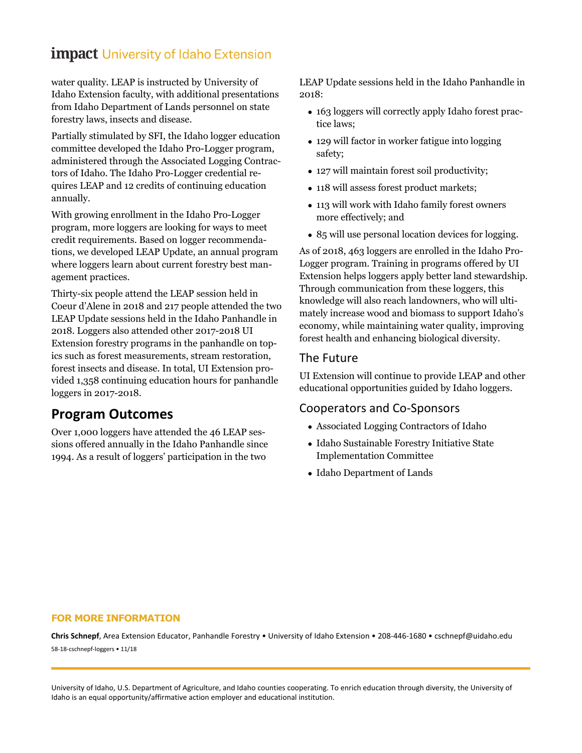water quality. LEAP is instructed by University of Idaho Extension faculty, with additional presentations from Idaho Department of Lands personnel on state forestry laws, insects and disease.

Partially stimulated by SFI, the Idaho logger education committee developed the Idaho Pro-Logger program, administered through the Associated Logging Contractors of Idaho. The Idaho Pro-Logger credential requires LEAP and 12 credits of continuing education annually.

With growing enrollment in the Idaho Pro-Logger program, more loggers are looking for ways to meet credit requirements. Based on logger recommendations, we developed LEAP Update, an annual program where loggers learn about current forestry best management practices.

Thirty-six people attend the LEAP session held in Coeur d'Alene in 2018 and 217 people attended the two LEAP Update sessions held in the Idaho Panhandle in 2018. Loggers also attended other 2017-2018 UI Extension forestry programs in the panhandle on topics such as forest measurements, stream restoration, forest insects and disease. In total, UI Extension provided 1,358 continuing education hours for panhandle loggers in 2017-2018.

## Program Outcomes

Over 1,000 loggers have attended the 46 LEAP sessions offered annually in the Idaho Panhandle since 1994. As a result of loggers' participation in the two LEAP Update sessions held in the Idaho Panhandle in 2018:

- 163 loggers will correctly apply Idaho forest practice laws;
- 129 will factor in worker fatigue into logging safety;
- 127 will maintain forest soil productivity;
- 118 will assess forest product markets;
- 113 will work with Idaho family forest owners more effectively; and
- 85 will use personal location devices for logging.

As of 2018, 463 loggers are enrolled in the Idaho Pro-Logger program. Training in programs offered by UI Extension helps loggers apply better land stewardship. Through communication from these loggers, this knowledge will also reach landowners, who will ultimately increase wood and biomass to support Idaho's economy, while maintaining water quality, improving forest health and enhancing biological diversity.

### The Future

UI Extension will continue to provide LEAP and other educational opportunities guided by Idaho loggers.

### Cooperators and Co-Sponsors

- Associated Logging Contractors of Idaho
- Idaho Sustainable Forestry Initiative State Implementation Committee
- Idaho Department of Lands

**FOR MORE INFORMATION**

**Chris Schnepf**, Area Extension Educator, Panhandle Forestry • University of Idaho Extension • 208-446-1680 • cschnepf@uidaho.edu

58-18-cschnepf-loggers • 11/18

University of Idaho, U.S. Department of Agriculture, and Idaho counties cooperating. To enrich education through diversity, the University of Idaho is an equal opportunity/affirmative action employer and educational institution.